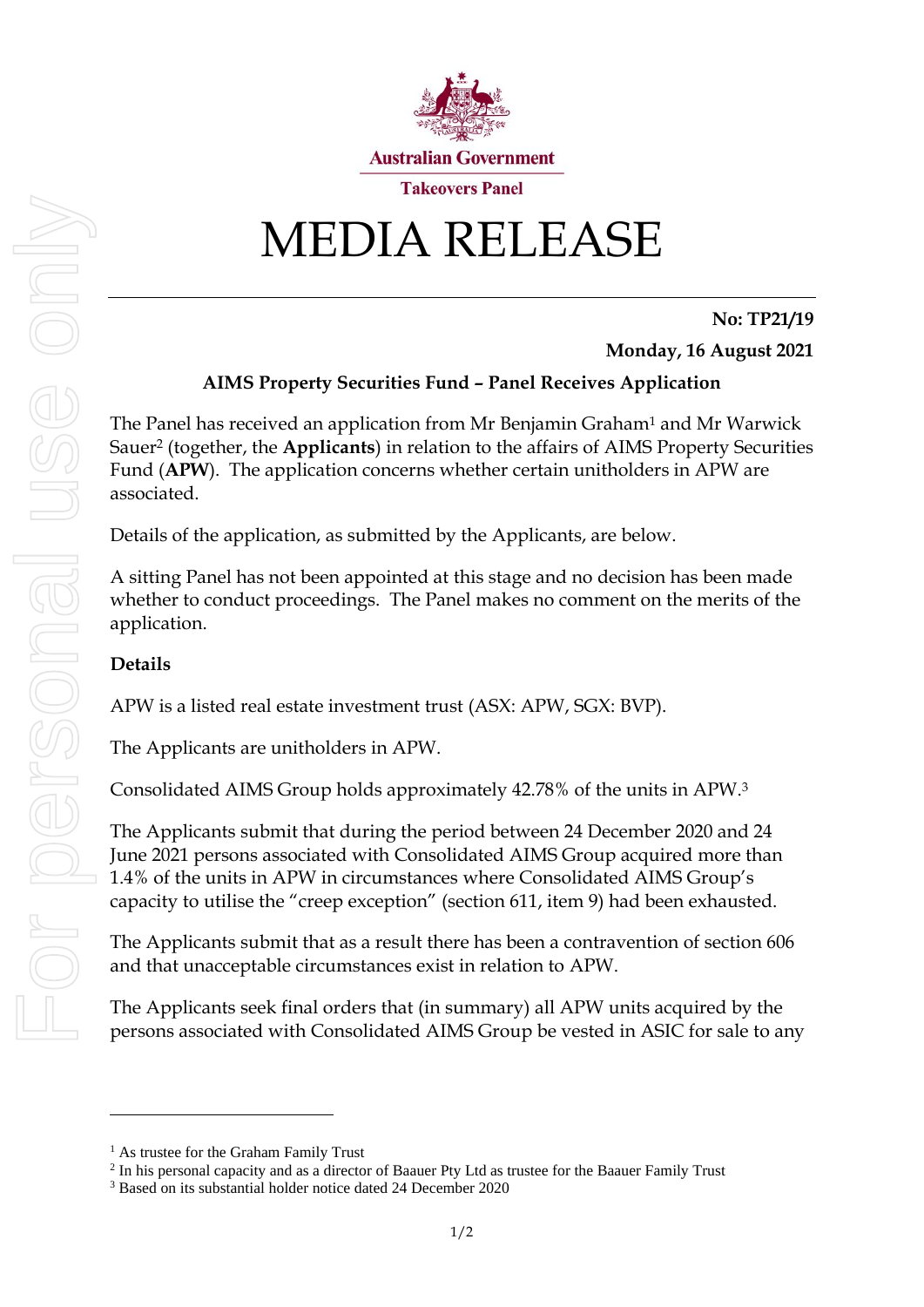Australian Government

Takeovers Panel

# MEDIA RELEASE

**No: TP21/19**

**Monday, 16 August 2021**

## AIMS Property Securities Fund – Panel Receives Application

The Panel has received an application from Mr Benjamin Graham[1] and Mr Warwick Sauer[2] (together, the **Applicants**) in relation to the affairs of AIMS Property Securities Fund (**APW**). The application concerns whether certain unitholders in APW are associated.

Details of the application, as submitted by the Applicants, are below.

A sitting Panel has not been appointed at this stage and no decision has been made whether to conduct proceedings. The Panel makes no comment on the merits of the application.

**Details**

APW is a listed real estate investment trust (ASX: APW, SGX: BVP).

The Applicants are unitholders in APW.

Consolidated AIMS Group holds approximately 42.78% of the units in APW.[3]

The Applicants submit that during the period between 24 December 2020 and 24 June 2021 persons associated with Consolidated AIMS Group acquired more than 1.4% of the units in APW in circumstances where Consolidated AIMS Group's capacity to utilise the "creep exception" (section 611, item 9) had been exhausted.

The Applicants submit that as a result there has been a contravention of section 606 and that unacceptable circumstances exist in relation to APW.

The Applicants seek final orders that (in summary) all APW units acquired by the persons associated with Consolidated AIMS Group be vested in ASIC for sale to any

---

[1] As trustee for the Graham Family Trust

[2] In his personal capacity and as a director of Baauer Pty Ltd as trustee for the Baauer Family Trust

[3] Based on its substantial holder notice dated 24 December 2020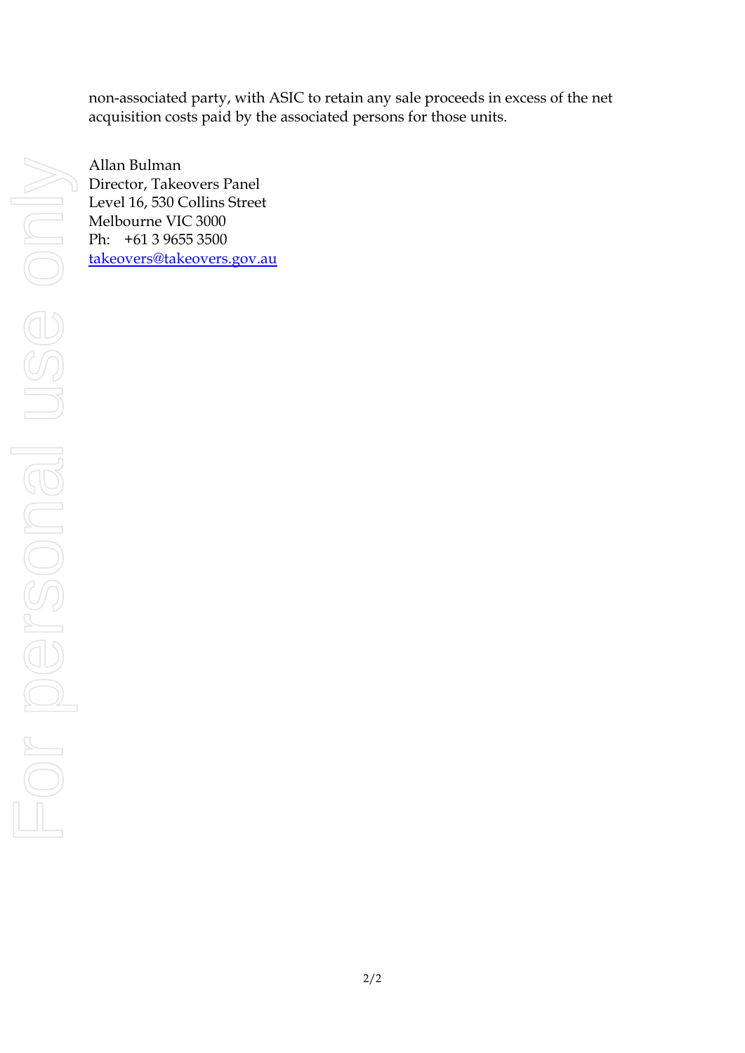non-associated party, with ASIC to retain any sale proceeds in excess of the net acquisition costs paid by the associated persons for those units.

Allan Bulman
Director, Takeovers Panel
Level 16, 530 Collins Street
Melbourne VIC 3000
Ph: +61 3 9655 3500
takeovers@takeovers.gov.au